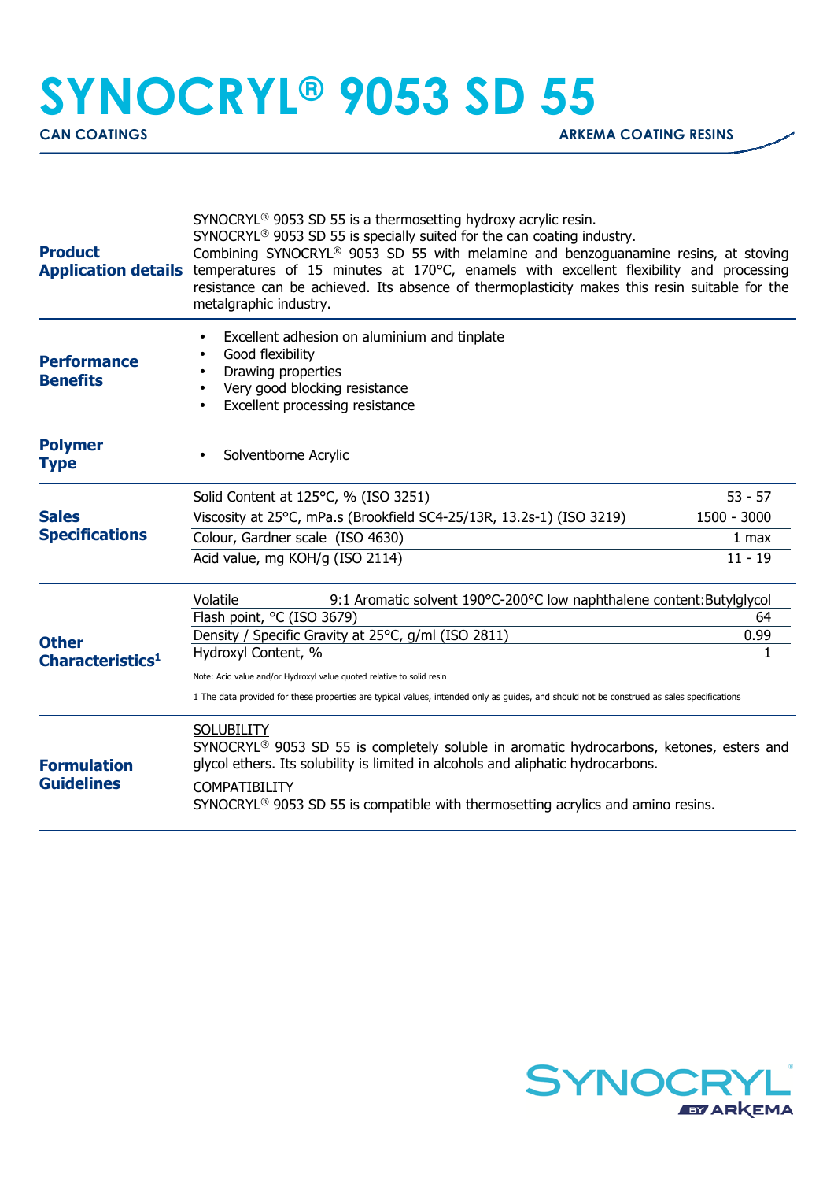# SYNOCRYL® 9053 SD 55

**CAN COATINGS** **ARKEMA COATING RESINS**

## Product Application details

SYNOCRYL® 9053 SD 55 is a thermosetting hydroxy acrylic resin.
SYNOCRYL® 9053 SD 55 is specially suited for the can coating industry.
Combining SYNOCRYL® 9053 SD 55 with melamine and benzoguanamine resins, at stoving temperatures of 15 minutes at 170°C, enamels with excellent flexibility and processing resistance can be achieved. Its absence of thermoplasticity makes this resin suitable for the metalgraphic industry.

## Performance Benefits

- Excellent adhesion on aluminium and tinplate
- Good flexibility
- Drawing properties
- Very good blocking resistance
- Excellent processing resistance

## Polymer Type

- Solventborne Acrylic

## Sales Specifications

| Property | Value |
|---|---|
| Solid Content at 125°C, % (ISO 3251) | 53 - 57 |
| Viscosity at 25°C, mPa.s (Brookfield SC4-25/13R, 13.2s-1) (ISO 3219) | 1500 - 3000 |
| Colour, Gardner scale (ISO 4630) | 1 max |
| Acid value, mg KOH/g (ISO 2114) | 11 - 19 |

## Other Characteristics[1]

| Property | Value |
|---|---|
| Volatile | 9:1 Aromatic solvent 190°C-200°C low naphthalene content:Butylglycol |
| Flash point, °C (ISO 3679) | 64 |
| Density / Specific Gravity at 25°C, g/ml (ISO 2811) | 0.99 |
| Hydroxyl Content, % | 1 |

Note: Acid value and/or Hydroxyl value quoted relative to solid resin

1 The data provided for these properties are typical values, intended only as guides, and should not be construed as sales specifications

## Formulation Guidelines

SOLUBILITY
SYNOCRYL® 9053 SD 55 is completely soluble in aromatic hydrocarbons, ketones, esters and glycol ethers. Its solubility is limited in alcohols and aliphatic hydrocarbons.

COMPATIBILITY
SYNOCRYL® 9053 SD 55 is compatible with thermosetting acrylics and amino resins.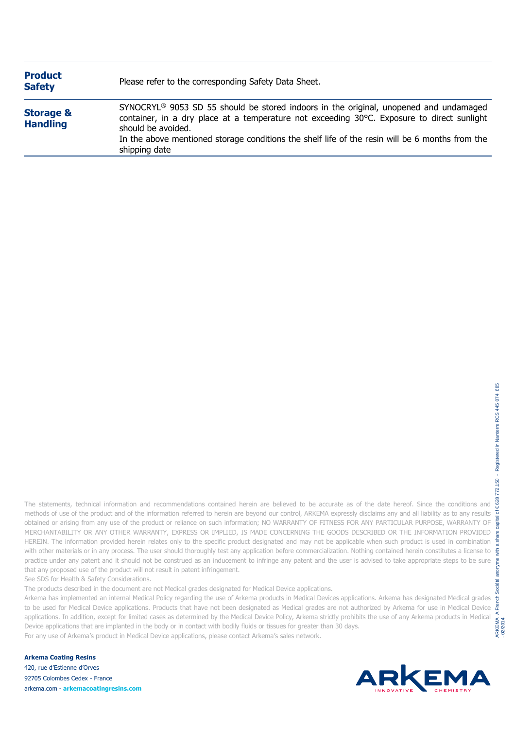| | |
|---|---|
| **Product Safety** | Please refer to the corresponding Safety Data Sheet. |
| **Storage & Handling** | SYNOCRYL® 9053 SD 55 should be stored indoors in the original, unopened and undamaged container, in a dry place at a temperature not exceeding 30°C. Exposure to direct sunlight should be avoided.<br>In the above mentioned storage conditions the shelf life of the resin will be 6 months from the shipping date |

The statements, technical information and recommendations contained herein are believed to be accurate as of the date hereof. Since the conditions and methods of use of the product and of the information referred to herein are beyond our control, ARKEMA expressly disclaims any and all liability as to any results obtained or arising from any use of the product or reliance on such information; NO WARRANTY OF FITNESS FOR ANY PARTICULAR PURPOSE, WARRANTY OF MERCHANTABILITY OR ANY OTHER WARRANTY, EXPRESS OR IMPLIED, IS MADE CONCERNING THE GOODS DESCRIBED OR THE INFORMATION PROVIDED HEREIN. The information provided herein relates only to the specific product designated and may not be applicable when such product is used in combination with other materials or in any process. The user should thoroughly test any application before commercialization. Nothing contained herein constitutes a license to practice under any patent and it should not be construed as an inducement to infringe any patent and the user is advised to take appropriate steps to be sure that any proposed use of the product will not result in patent infringement.
See SDS for Health & Safety Considerations.

The products described in the document are not Medical grades designated for Medical Device applications.
Arkema has implemented an internal Medical Policy regarding the use of Arkema products in Medical Devices applications. Arkema has designated Medical grades to be used for Medical Device applications. Products that have not been designated as Medical grades are not authorized by Arkema for use in Medical Device applications. In addition, except for limited cases as determined by the Medical Device Policy, Arkema strictly prohibits the use of any Arkema products in Medical Device applications that are implanted in the body or in contact with bodily fluids or tissues for greater than 30 days.
For any use of Arkema's product in Medical Device applications, please contact Arkema's sales network.

ARKEMA A French Société anonyme with a share capital of € 628.772.150 - Registered in Nanterre RCS 445 074 685 - 02/2014

**Arkema Coating Resins**
420, rue d'Estienne d'Orves
92705 Colombes Cedex - France
arkema.com - **arkemacoatingresins.com**

ARKEMA INNOVATIVE CHEMISTRY